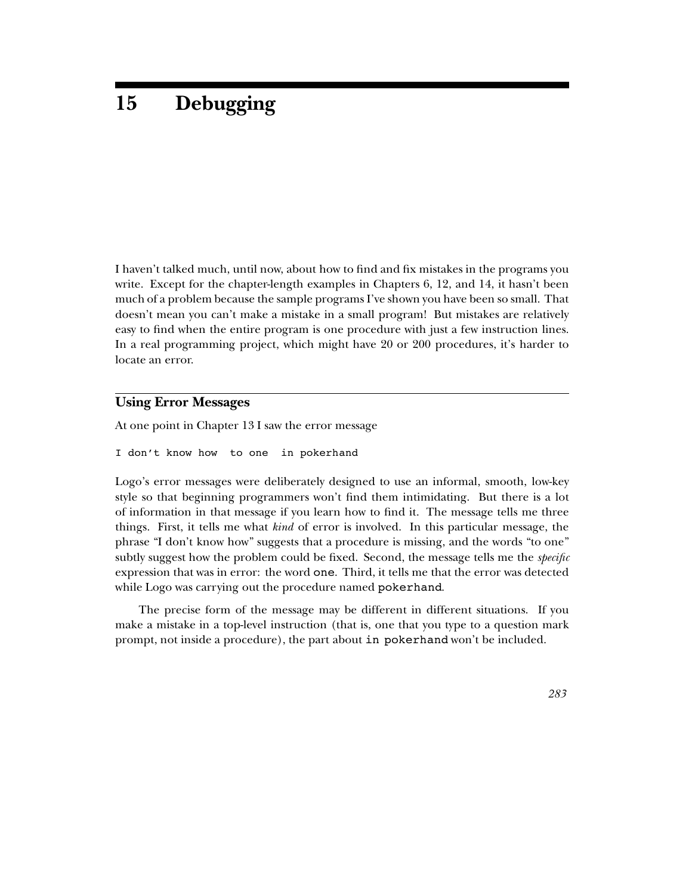# 15 Debugging

I haven't talked much, until now, about how to find and fix mistakes in the programs you write. Except for the chapter-length examples in Chapters 6, 12, and 14, it hasn't been much of a problem because the sample programs I've shown you have been so small. That doesn't mean you can't make a mistake in a small program! But mistakes are relatively easy to find when the entire program is one procedure with just a few instruction lines. In a real programming project, which might have 20 or 200 procedures, it's harder to locate an error.

## Using Error Messages

At one point in Chapter 13 I saw the error message

```
I don't know how  to one  in pokerhand
```

Logo's error messages were deliberately designed to use an informal, smooth, low-key style so that beginning programmers won't find them intimidating. But there is a lot of information in that message if you learn how to find it. The message tells me three things. First, it tells me what *kind* of error is involved. In this particular message, the phrase "I don't know how" suggests that a procedure is missing, and the words "to one" subtly suggest how the problem could be fixed. Second, the message tells me the *specific* expression that was in error: the word `one`. Third, it tells me that the error was detected while Logo was carrying out the procedure named `pokerhand`.

The precise form of the message may be different in different situations. If you make a mistake in a top-level instruction (that is, one that you type to a question mark prompt, not inside a procedure), the part about `in pokerhand` won't be included.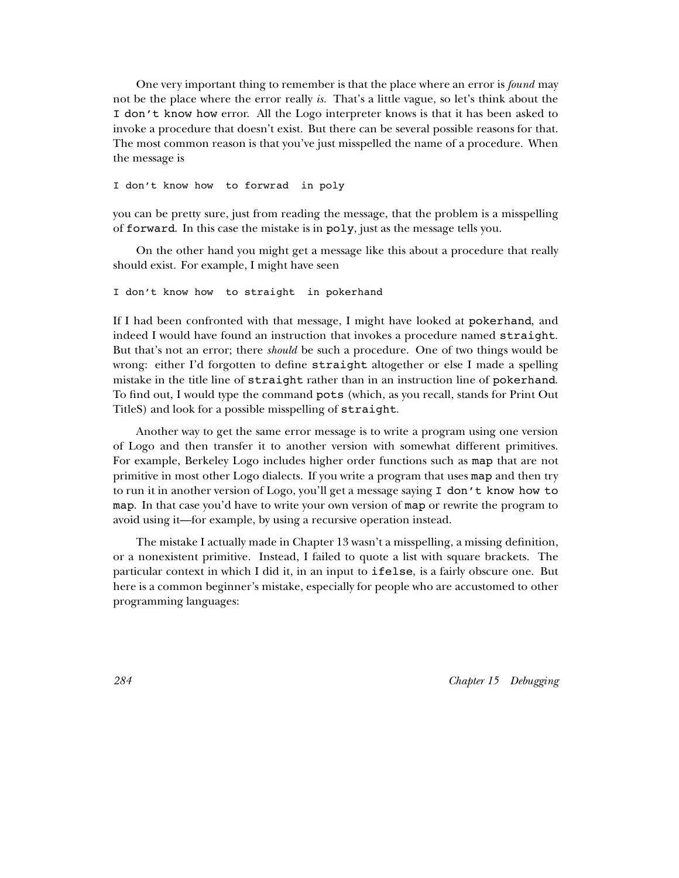One very important thing to remember is that the place where an error is *found* may not be the place where the error really *is.* That's a little vague, so let's think about the `I don't know how` error. All the Logo interpreter knows is that it has been asked to invoke a procedure that doesn't exist. But there can be several possible reasons for that. The most common reason is that you've just misspelled the name of a procedure. When the message is

```
I don't know how  to forwrad  in poly
```

you can be pretty sure, just from reading the message, that the problem is a misspelling of `forward`. In this case the mistake is in `poly`, just as the message tells you.

On the other hand you might get a message like this about a procedure that really should exist. For example, I might have seen

```
I don't know how  to straight  in pokerhand
```

If I had been confronted with that message, I might have looked at `pokerhand`, and indeed I would have found an instruction that invokes a procedure named `straight`. But that's not an error; there *should* be such a procedure. One of two things would be wrong: either I'd forgotten to define `straight` altogether or else I made a spelling mistake in the title line of `straight` rather than in an instruction line of `pokerhand`. To find out, I would type the command `pots` (which, as you recall, stands for Print Out TitleS) and look for a possible misspelling of `straight`.

Another way to get the same error message is to write a program using one version of Logo and then transfer it to another version with somewhat different primitives. For example, Berkeley Logo includes higher order functions such as `map` that are not primitive in most other Logo dialects. If you write a program that uses `map` and then try to run it in another version of Logo, you'll get a message saying `I don't know how to map`. In that case you'd have to write your own version of `map` or rewrite the program to avoid using it—for example, by using a recursive operation instead.

The mistake I actually made in Chapter 13 wasn't a misspelling, a missing definition, or a nonexistent primitive. Instead, I failed to quote a list with square brackets. The particular context in which I did it, in an input to `ifelse`, is a fairly obscure one. But here is a common beginner's mistake, especially for people who are accustomed to other programming languages: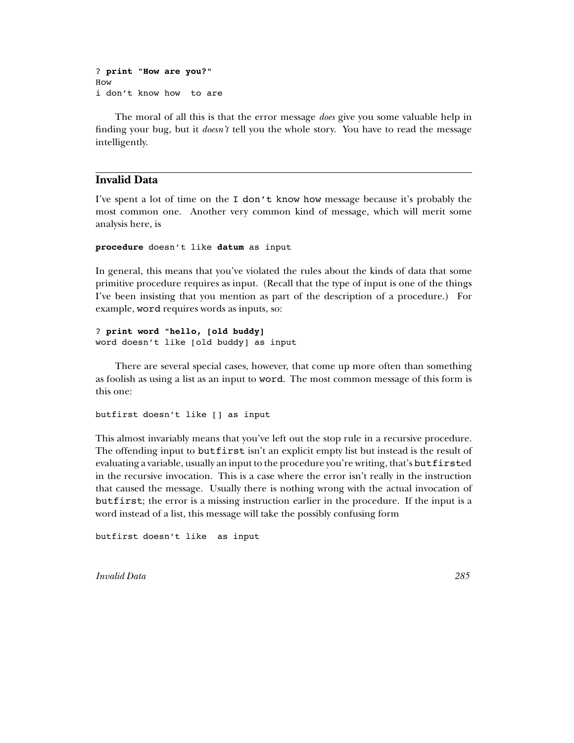```
? print "How are you?"
How
i don't know how  to are
```

The moral of all this is that the error message *does* give you some valuable help in finding your bug, but it *doesn't* tell you the whole story. You have to read the message intelligently.

## Invalid Data

I've spent a lot of time on the `I don't know how` message because it's probably the most common one. Another very common kind of message, which will merit some analysis here, is

```
procedure doesn't like datum as input
```

In general, this means that you've violated the rules about the kinds of data that some primitive procedure requires as input. (Recall that the type of input is one of the things I've been insisting that you mention as part of the description of a procedure.) For example, `word` requires words as inputs, so:

```
? print word "hello, [old buddy]
word doesn't like [old buddy] as input
```

There are several special cases, however, that come up more often than something as foolish as using a list as an input to `word`. The most common message of this form is this one:

```
butfirst doesn't like [] as input
```

This almost invariably means that you've left out the stop rule in a recursive procedure. The offending input to `butfirst` isn't an explicit empty list but instead is the result of evaluating a variable, usually an input to the procedure you're writing, that's `butfirst`ed in the recursive invocation. This is a case where the error isn't really in the instruction that caused the message. Usually there is nothing wrong with the actual invocation of `butfirst`; the error is a missing instruction earlier in the procedure. If the input is a word instead of a list, this message will take the possibly confusing form

```
butfirst doesn't like  as input
```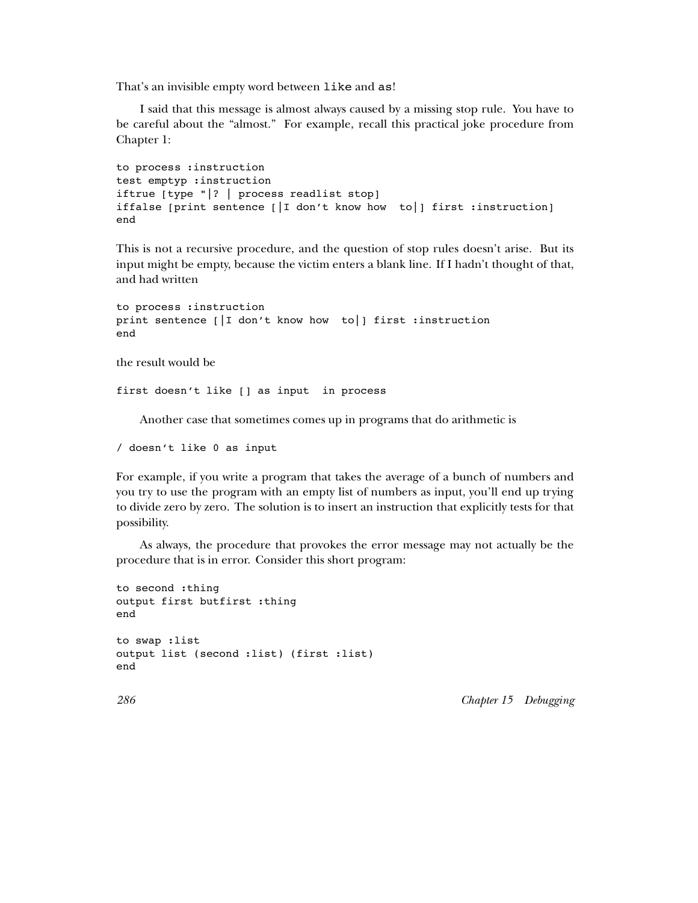That's an invisible empty word between `like` and `as`!

I said that this message is almost always caused by a missing stop rule. You have to be careful about the "almost." For example, recall this practical joke procedure from Chapter 1:

```
to process :instruction
test emptyp :instruction
iftrue [type "|? | process readlist stop]
iffalse [print sentence [|I don't know how  to|] first :instruction]
end
```

This is not a recursive procedure, and the question of stop rules doesn't arise. But its input might be empty, because the victim enters a blank line. If I hadn't thought of that, and had written

```
to process :instruction
print sentence [|I don't know how  to|] first :instruction
end
```

the result would be

```
first doesn't like [] as input  in process
```

Another case that sometimes comes up in programs that do arithmetic is

```
/ doesn't like 0 as input
```

For example, if you write a program that takes the average of a bunch of numbers and you try to use the program with an empty list of numbers as input, you'll end up trying to divide zero by zero. The solution is to insert an instruction that explicitly tests for that possibility.

As always, the procedure that provokes the error message may not actually be the procedure that is in error. Consider this short program:

```
to second :thing
output first butfirst :thing
end

to swap :list
output list (second :list) (first :list)
end
```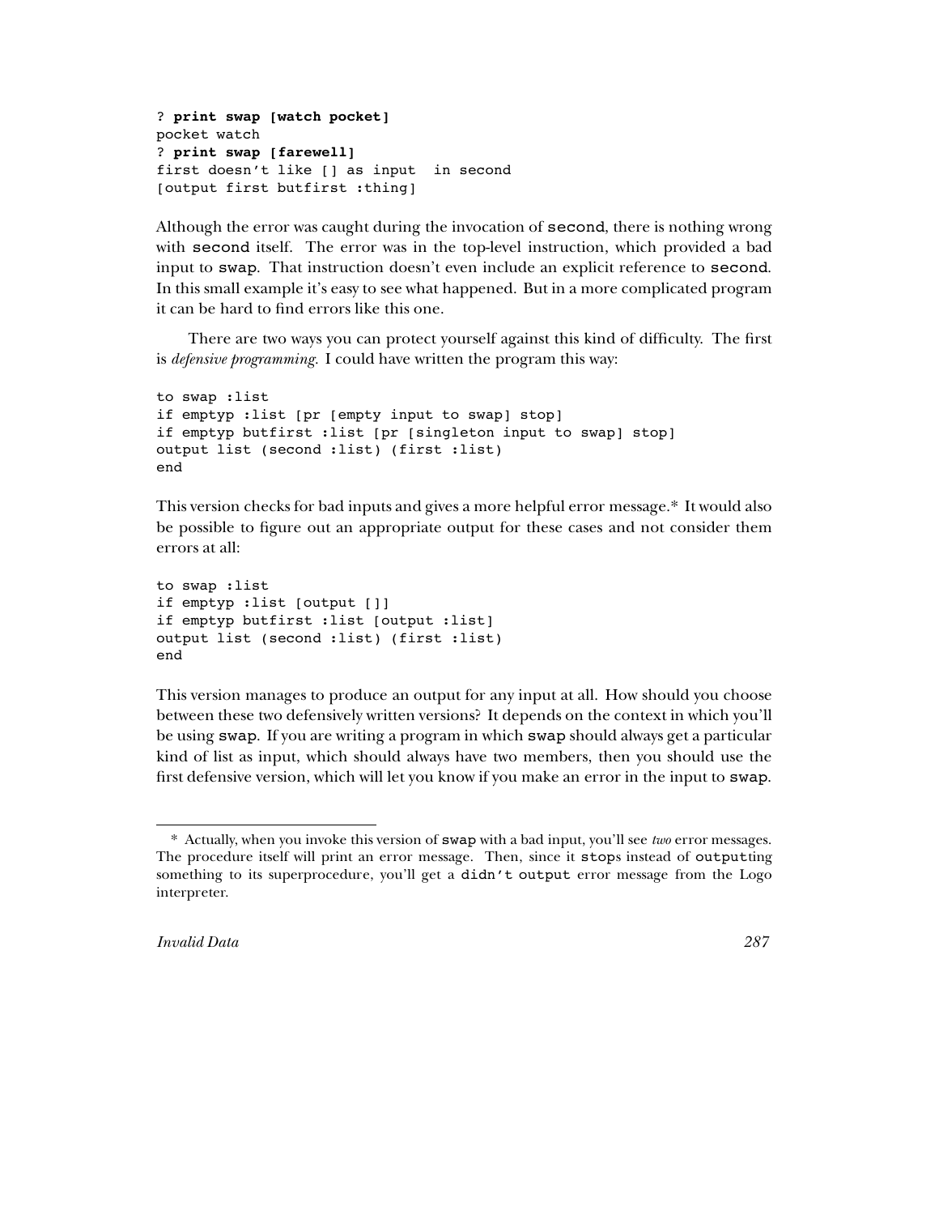```
? print swap [watch pocket]
pocket watch
? print swap [farewell]
first doesn't like [] as input  in second
[output first butfirst :thing]
```

Although the error was caught during the invocation of `second`, there is nothing wrong with `second` itself. The error was in the top-level instruction, which provided a bad input to `swap`. That instruction doesn't even include an explicit reference to `second`. In this small example it's easy to see what happened. But in a more complicated program it can be hard to find errors like this one.

There are two ways you can protect yourself against this kind of difficulty. The first is *defensive programming.* I could have written the program this way:

```
to swap :list
if emptyp :list [pr [empty input to swap] stop]
if emptyp butfirst :list [pr [singleton input to swap] stop]
output list (second :list) (first :list)
end
```

This version checks for bad inputs and gives a more helpful error message.* It would also be possible to figure out an appropriate output for these cases and not consider them errors at all:

```
to swap :list
if emptyp :list [output []]
if emptyp butfirst :list [output :list]
output list (second :list) (first :list)
end
```

This version manages to produce an output for any input at all. How should you choose between these two defensively written versions? It depends on the context in which you'll be using `swap`. If you are writing a program in which `swap` should always get a particular kind of list as input, which should always have two members, then you should use the first defensive version, which will let you know if you make an error in the input to `swap`.

* Actually, when you invoke this version of `swap` with a bad input, you'll see *two* error messages. The procedure itself will print an error message. Then, since it `stop`s instead of `output`ting something to its superprocedure, you'll get a `didn't output` error message from the Logo interpreter.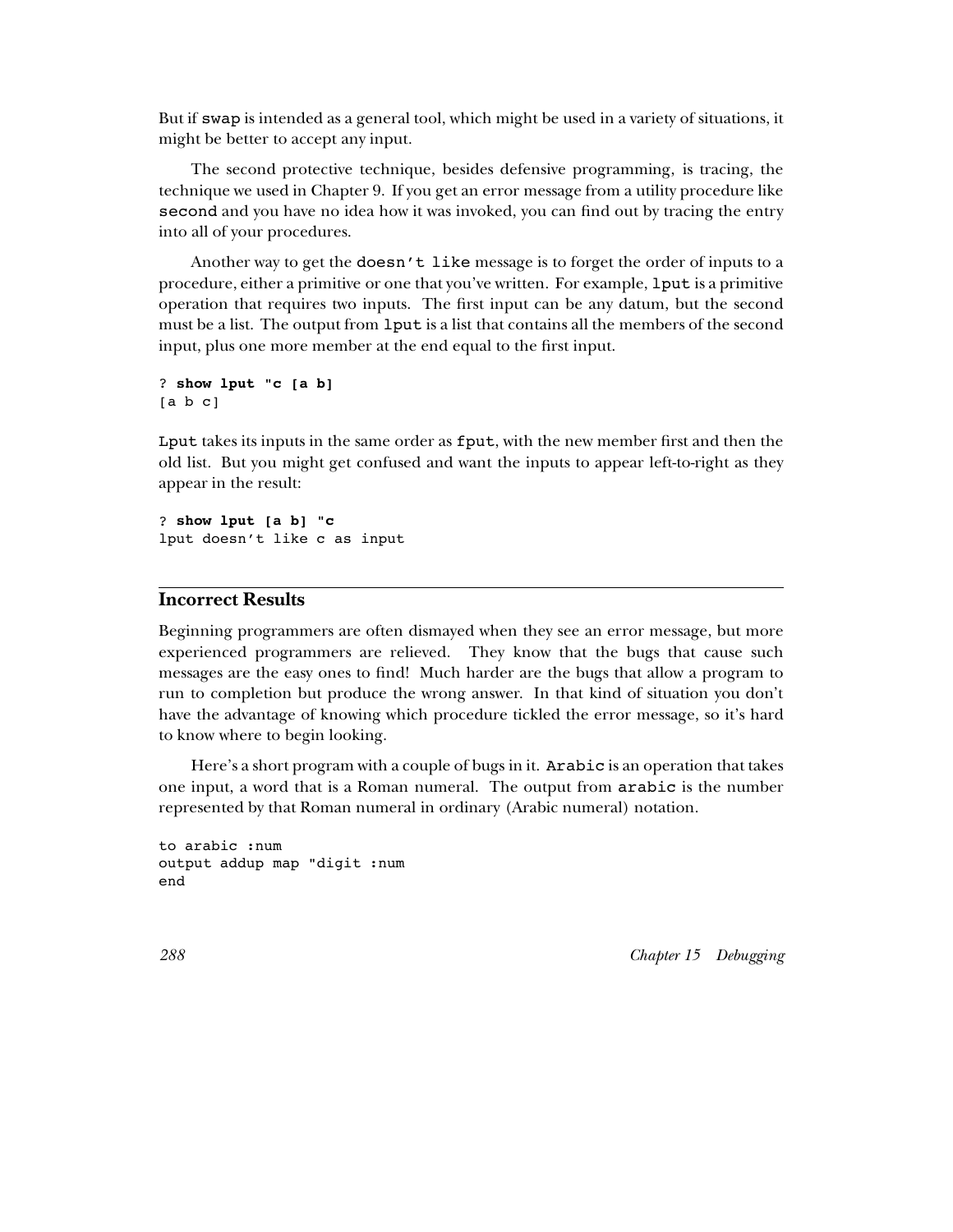But if `swap` is intended as a general tool, which might be used in a variety of situations, it might be better to accept any input.

The second protective technique, besides defensive programming, is tracing, the technique we used in Chapter 9. If you get an error message from a utility procedure like `second` and you have no idea how it was invoked, you can find out by tracing the entry into all of your procedures.

Another way to get the `doesn't like` message is to forget the order of inputs to a procedure, either a primitive or one that you've written. For example, `lput` is a primitive operation that requires two inputs. The first input can be any datum, but the second must be a list. The output from `lput` is a list that contains all the members of the second input, plus one more member at the end equal to the first input.

```
? show lput "c [a b]
[a b c]
```

`Lput` takes its inputs in the same order as `fput`, with the new member first and then the old list. But you might get confused and want the inputs to appear left-to-right as they appear in the result:

```
? show lput [a b] "c
lput doesn't like c as input
```

## Incorrect Results

Beginning programmers are often dismayed when they see an error message, but more experienced programmers are relieved. They know that the bugs that cause such messages are the easy ones to find! Much harder are the bugs that allow a program to run to completion but produce the wrong answer. In that kind of situation you don't have the advantage of knowing which procedure tickled the error message, so it's hard to know where to begin looking.

Here's a short program with a couple of bugs in it. `Arabic` is an operation that takes one input, a word that is a Roman numeral. The output from `arabic` is the number represented by that Roman numeral in ordinary (Arabic numeral) notation.

```
to arabic :num
output addup map "digit :num
end
```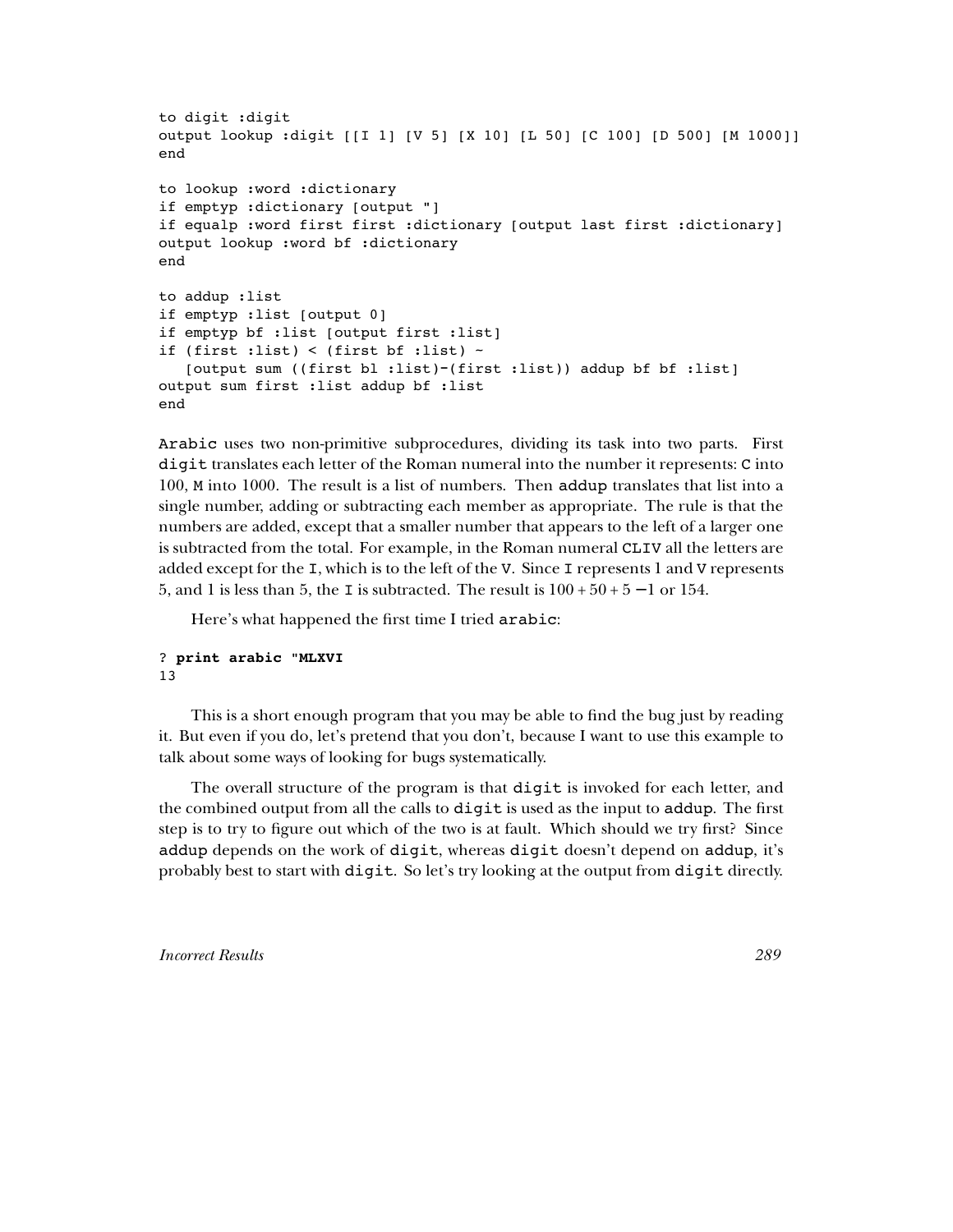```
to digit :digit
output lookup :digit [[I 1] [V 5] [X 10] [L 50] [C 100] [D 500] [M 1000]]
end

to lookup :word :dictionary
if emptyp :dictionary [output "]
if equalp :word first first :dictionary [output last first :dictionary]
output lookup :word bf :dictionary
end

to addup :list
if emptyp :list [output 0]
if emptyp bf :list [output first :list]
if (first :list) < (first bf :list) ~
   [output sum ((first bl :list)-(first :list)) addup bf bf :list]
output sum first :list addup bf :list
end
```

`Arabic` uses two non-primitive subprocedures, dividing its task into two parts. First `digit` translates each letter of the Roman numeral into the number it represents: `C` into 100, `M` into 1000. The result is a list of numbers. Then `addup` translates that list into a single number, adding or subtracting each member as appropriate. The rule is that the numbers are added, except that a smaller number that appears to the left of a larger one is subtracted from the total. For example, in the Roman numeral `CLIV` all the letters are added except for the `I`, which is to the left of the `V`. Since `I` represents 1 and `V` represents 5, and 1 is less than 5, the `I` is subtracted. The result is $100 + 50 + 5 - 1$ or 154.

Here's what happened the first time I tried `arabic`:

```
? print arabic "MLXVI
13
```

This is a short enough program that you may be able to find the bug just by reading it. But even if you do, let's pretend that you don't, because I want to use this example to talk about some ways of looking for bugs systematically.

The overall structure of the program is that `digit` is invoked for each letter, and the combined output from all the calls to `digit` is used as the input to `addup`. The first step is to try to figure out which of the two is at fault. Which should we try first? Since `addup` depends on the work of `digit`, whereas `digit` doesn't depend on `addup`, it's probably best to start with `digit`. So let's try looking at the output from `digit` directly.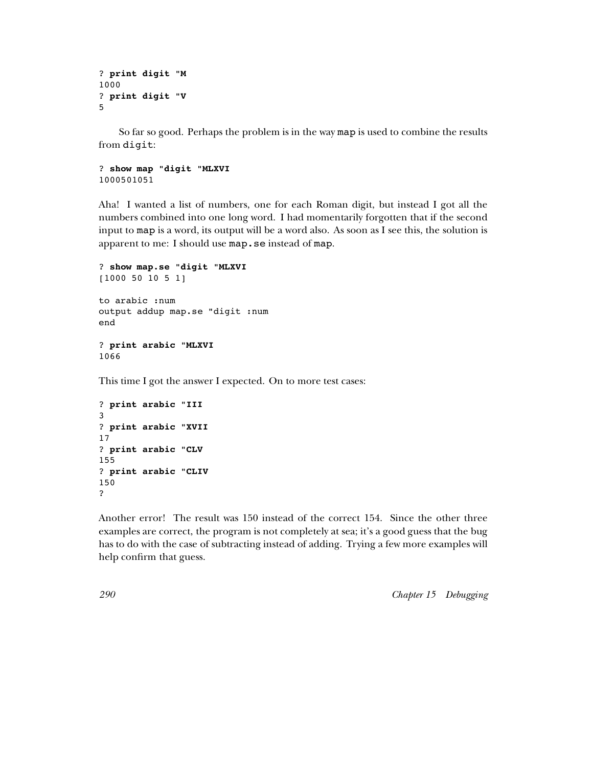```
? print digit "M
1000
? print digit "V
5
```

So far so good. Perhaps the problem is in the way `map` is used to combine the results from `digit`:

```
? show map "digit "MLXVI
1000501051
```

Aha! I wanted a list of numbers, one for each Roman digit, but instead I got all the numbers combined into one long word. I had momentarily forgotten that if the second input to `map` is a word, its output will be a word also. As soon as I see this, the solution is apparent to me: I should use `map.se` instead of `map`.

```
? show map.se "digit "MLXVI
[1000 50 10 5 1]

to arabic :num
output addup map.se "digit :num
end

? print arabic "MLXVI
1066
```

This time I got the answer I expected. On to more test cases:

```
? print arabic "III
3
? print arabic "XVII
17
? print arabic "CLV
155
? print arabic "CLIV
150
?
```

Another error! The result was 150 instead of the correct 154. Since the other three examples are correct, the program is not completely at sea; it's a good guess that the bug has to do with the case of subtracting instead of adding. Trying a few more examples will help confirm that guess.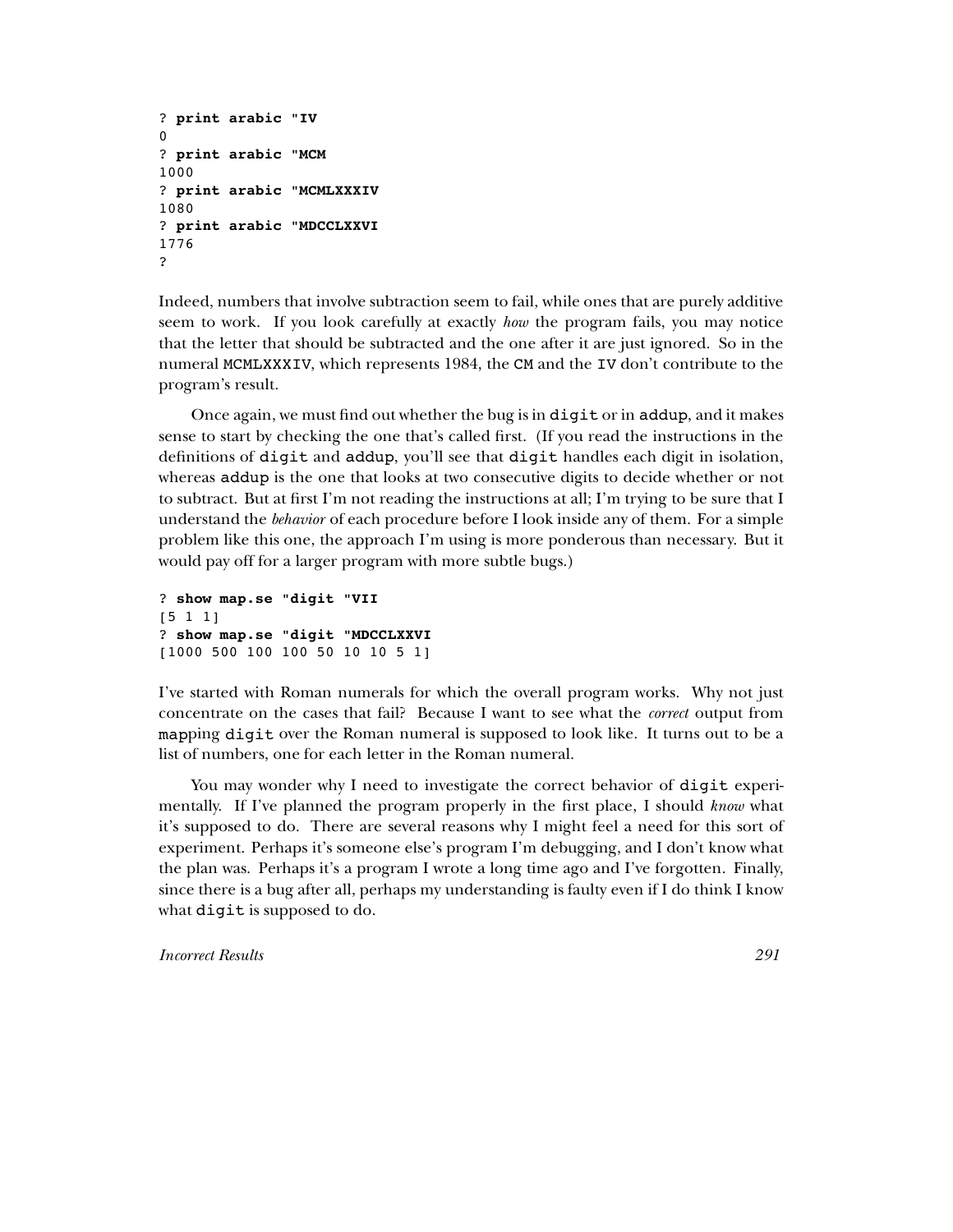```
? print arabic "IV
0
? print arabic "MCM
1000
? print arabic "MCMLXXXIV
1080
? print arabic "MDCCLXXVI
1776
?
```

Indeed, numbers that involve subtraction seem to fail, while ones that are purely additive seem to work. If you look carefully at exactly *how* the program fails, you may notice that the letter that should be subtracted and the one after it are just ignored. So in the numeral `MCMLXXXIV`, which represents 1984, the `CM` and the `IV` don't contribute to the program's result.

Once again, we must find out whether the bug is in `digit` or in `addup`, and it makes sense to start by checking the one that's called first. (If you read the instructions in the definitions of `digit` and `addup`, you'll see that `digit` handles each digit in isolation, whereas `addup` is the one that looks at two consecutive digits to decide whether or not to subtract. But at first I'm not reading the instructions at all; I'm trying to be sure that I understand the *behavior* of each procedure before I look inside any of them. For a simple problem like this one, the approach I'm using is more ponderous than necessary. But it would pay off for a larger program with more subtle bugs.)

```
? show map.se "digit "VII
[5 1 1]
? show map.se "digit "MDCCLXXVI
[1000 500 100 100 50 10 10 5 1]
```

I've started with Roman numerals for which the overall program works. Why not just concentrate on the cases that fail? Because I want to see what the *correct* output from `map`ping `digit` over the Roman numeral is supposed to look like. It turns out to be a list of numbers, one for each letter in the Roman numeral.

You may wonder why I need to investigate the correct behavior of `digit` experimentally. If I've planned the program properly in the first place, I should *know* what it's supposed to do. There are several reasons why I might feel a need for this sort of experiment. Perhaps it's someone else's program I'm debugging, and I don't know what the plan was. Perhaps it's a program I wrote a long time ago and I've forgotten. Finally, since there is a bug after all, perhaps my understanding is faulty even if I do think I know what `digit` is supposed to do.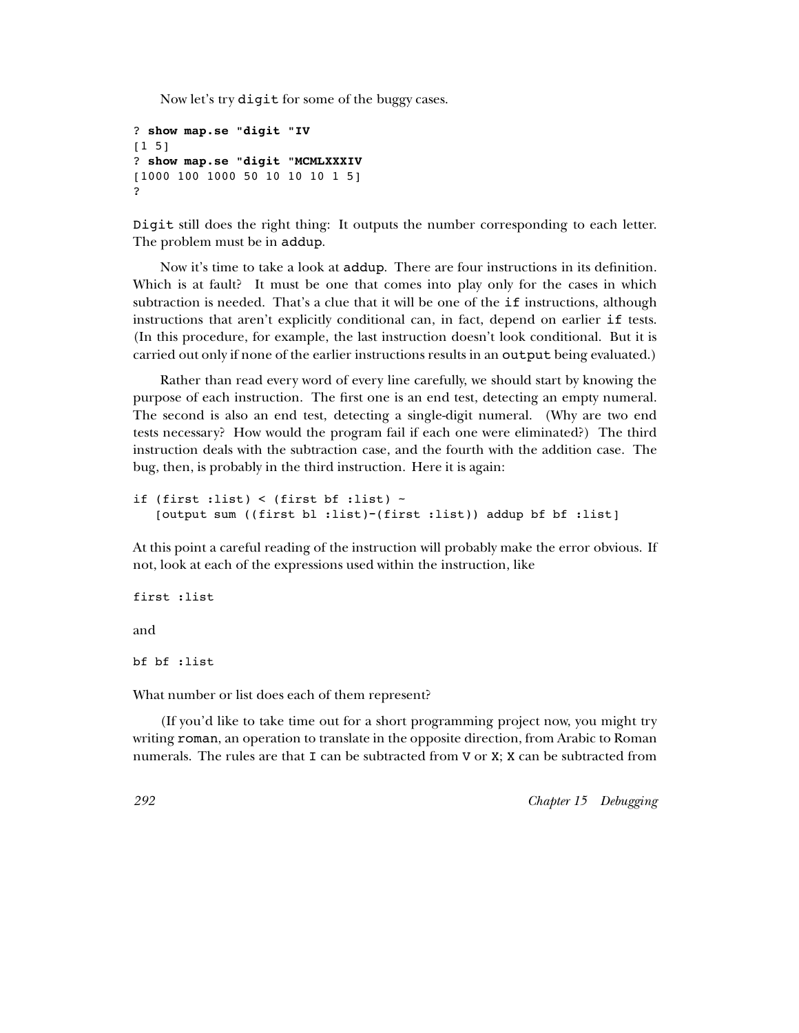Now let's try `digit` for some of the buggy cases.

```
? show map.se "digit "IV
[1 5]
? show map.se "digit "MCMLXXXIV
[1000 100 1000 50 10 10 10 1 5]
?
```

`Digit` still does the right thing: It outputs the number corresponding to each letter. The problem must be in `addup`.

Now it's time to take a look at `addup`. There are four instructions in its definition. Which is at fault? It must be one that comes into play only for the cases in which subtraction is needed. That's a clue that it will be one of the `if` instructions, although instructions that aren't explicitly conditional can, in fact, depend on earlier `if` tests. (In this procedure, for example, the last instruction doesn't look conditional. But it is carried out only if none of the earlier instructions results in an `output` being evaluated.)

Rather than read every word of every line carefully, we should start by knowing the purpose of each instruction. The first one is an end test, detecting an empty numeral. The second is also an end test, detecting a single-digit numeral. (Why are two end tests necessary? How would the program fail if each one were eliminated?) The third instruction deals with the subtraction case, and the fourth with the addition case. The bug, then, is probably in the third instruction. Here it is again:

```
if (first :list) < (first bf :list) ~
   [output sum ((first bl :list)-(first :list)) addup bf bf :list]
```

At this point a careful reading of the instruction will probably make the error obvious. If not, look at each of the expressions used within the instruction, like

```
first :list
```

and

```
bf bf :list
```

What number or list does each of them represent?

(If you'd like to take time out for a short programming project now, you might try writing `roman`, an operation to translate in the opposite direction, from Arabic to Roman numerals. The rules are that `I` can be subtracted from `V` or `X`; `X` can be subtracted from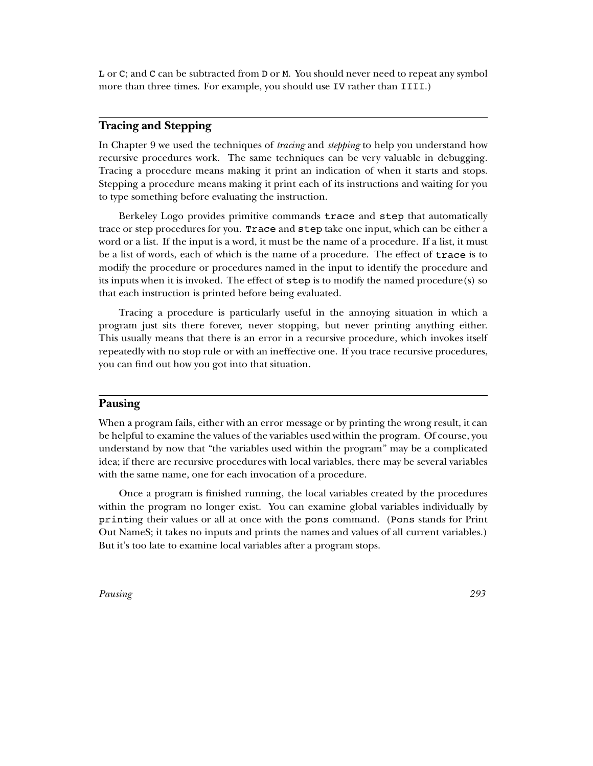L or C; and C can be subtracted from D or M. You should never need to repeat any symbol more than three times. For example, you should use IV rather than IIII.)

## Tracing and Stepping

In Chapter 9 we used the techniques of *tracing* and *stepping* to help you understand how recursive procedures work. The same techniques can be very valuable in debugging. Tracing a procedure means making it print an indication of when it starts and stops. Stepping a procedure means making it print each of its instructions and waiting for you to type something before evaluating the instruction.

Berkeley Logo provides primitive commands `trace` and `step` that automatically trace or step procedures for you. `Trace` and `step` take one input, which can be either a word or a list. If the input is a word, it must be the name of a procedure. If a list, it must be a list of words, each of which is the name of a procedure. The effect of `trace` is to modify the procedure or procedures named in the input to identify the procedure and its inputs when it is invoked. The effect of `step` is to modify the named procedure(s) so that each instruction is printed before being evaluated.

Tracing a procedure is particularly useful in the annoying situation in which a program just sits there forever, never stopping, but never printing anything either. This usually means that there is an error in a recursive procedure, which invokes itself repeatedly with no stop rule or with an ineffective one. If you trace recursive procedures, you can find out how you got into that situation.

## Pausing

When a program fails, either with an error message or by printing the wrong result, it can be helpful to examine the values of the variables used within the program. Of course, you understand by now that "the variables used within the program" may be a complicated idea; if there are recursive procedures with local variables, there may be several variables with the same name, one for each invocation of a procedure.

Once a program is finished running, the local variables created by the procedures within the program no longer exist. You can examine global variables individually by `print`ing their values or all at once with the `pons` command. (`Pons` stands for Print Out NameS; it takes no inputs and prints the names and values of all current variables.) But it's too late to examine local variables after a program stops.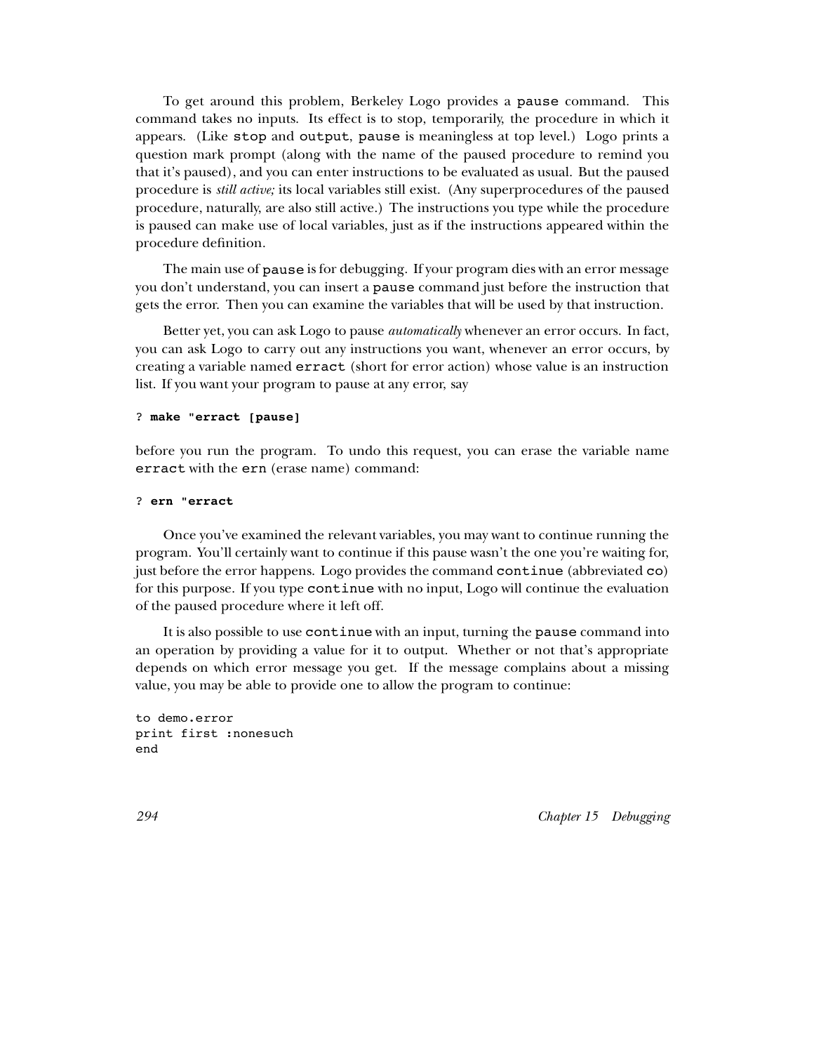To get around this problem, Berkeley Logo provides a `pause` command. This command takes no inputs. Its effect is to stop, temporarily, the procedure in which it appears. (Like `stop` and `output`, `pause` is meaningless at top level.) Logo prints a question mark prompt (along with the name of the paused procedure to remind you that it's paused), and you can enter instructions to be evaluated as usual. But the paused procedure is *still active;* its local variables still exist. (Any superprocedures of the paused procedure, naturally, are also still active.) The instructions you type while the procedure is paused can make use of local variables, just as if the instructions appeared within the procedure definition.

The main use of `pause` is for debugging. If your program dies with an error message you don't understand, you can insert a `pause` command just before the instruction that gets the error. Then you can examine the variables that will be used by that instruction.

Better yet, you can ask Logo to pause *automatically* whenever an error occurs. In fact, you can ask Logo to carry out any instructions you want, whenever an error occurs, by creating a variable named `erract` (short for error action) whose value is an instruction list. If you want your program to pause at any error, say

```
? make "erract [pause]
```

before you run the program. To undo this request, you can erase the variable name `erract` with the `ern` (erase name) command:

```
? ern "erract
```

Once you've examined the relevant variables, you may want to continue running the program. You'll certainly want to continue if this pause wasn't the one you're waiting for, just before the error happens. Logo provides the command `continue` (abbreviated `co`) for this purpose. If you type `continue` with no input, Logo will continue the evaluation of the paused procedure where it left off.

It is also possible to use `continue` with an input, turning the `pause` command into an operation by providing a value for it to output. Whether or not that's appropriate depends on which error message you get. If the message complains about a missing value, you may be able to provide one to allow the program to continue:

```
to demo.error
print first :nonesuch
end
```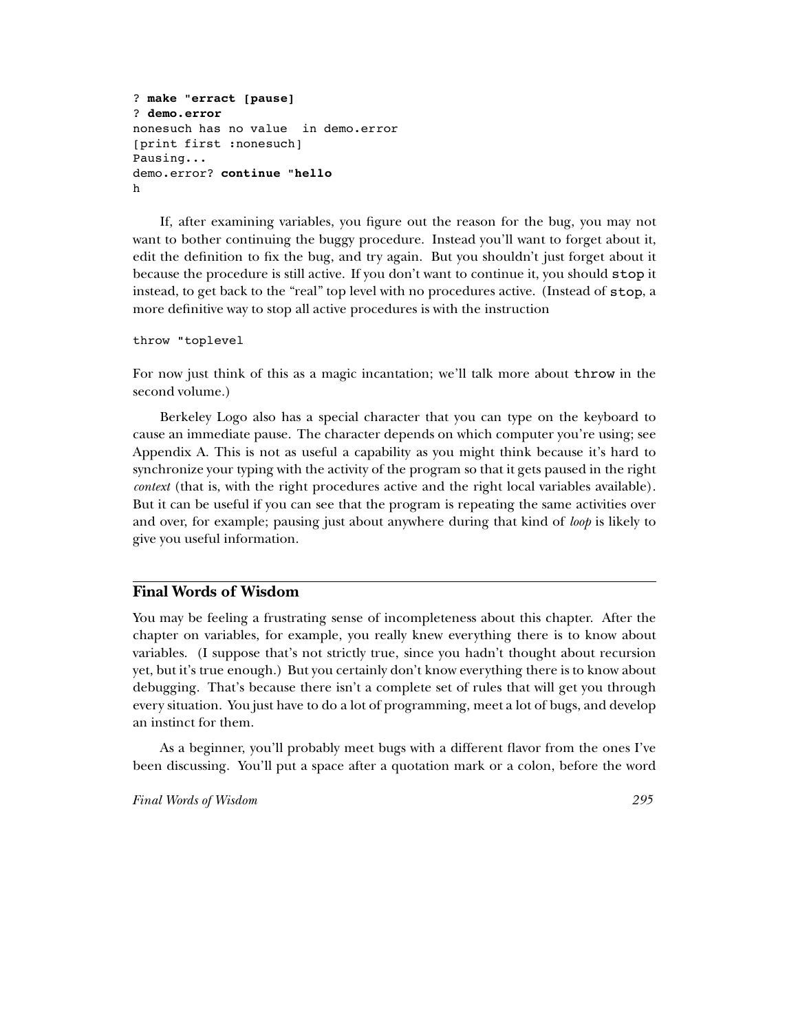```
? make "erract [pause]
? demo.error
nonesuch has no value  in demo.error
[print first :nonesuch]
Pausing...
demo.error? continue "hello
h
```

If, after examining variables, you figure out the reason for the bug, you may not want to bother continuing the buggy procedure. Instead you'll want to forget about it, edit the definition to fix the bug, and try again. But you shouldn't just forget about it because the procedure is still active. If you don't want to continue it, you should `stop` it instead, to get back to the "real" top level with no procedures active. (Instead of `stop`, a more definitive way to stop all active procedures is with the instruction

```
throw "toplevel
```

For now just think of this as a magic incantation; we'll talk more about `throw` in the second volume.)

Berkeley Logo also has a special character that you can type on the keyboard to cause an immediate pause. The character depends on which computer you're using; see Appendix A. This is not as useful a capability as you might think because it's hard to synchronize your typing with the activity of the program so that it gets paused in the right *context* (that is, with the right procedures active and the right local variables available). But it can be useful if you can see that the program is repeating the same activities over and over, for example; pausing just about anywhere during that kind of *loop* is likely to give you useful information.

## Final Words of Wisdom

You may be feeling a frustrating sense of incompleteness about this chapter. After the chapter on variables, for example, you really knew everything there is to know about variables. (I suppose that's not strictly true, since you hadn't thought about recursion yet, but it's true enough.) But you certainly don't know everything there is to know about debugging. That's because there isn't a complete set of rules that will get you through every situation. You just have to do a lot of programming, meet a lot of bugs, and develop an instinct for them.

As a beginner, you'll probably meet bugs with a different flavor from the ones I've been discussing. You'll put a space after a quotation mark or a colon, before the word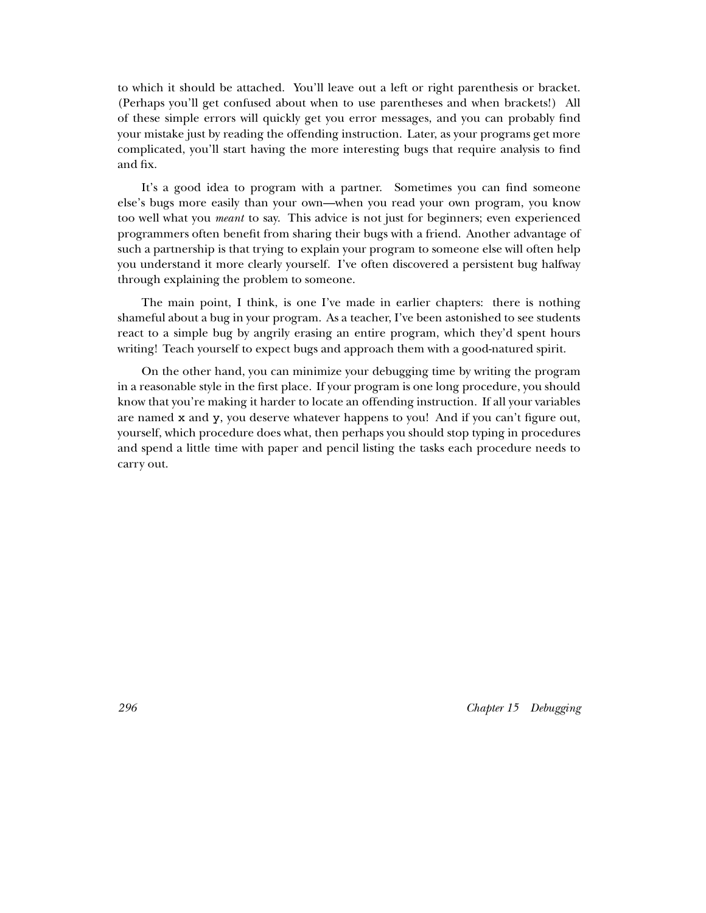to which it should be attached. You'll leave out a left or right parenthesis or bracket. (Perhaps you'll get confused about when to use parentheses and when brackets!) All of these simple errors will quickly get you error messages, and you can probably find your mistake just by reading the offending instruction. Later, as your programs get more complicated, you'll start having the more interesting bugs that require analysis to find and fix.

It's a good idea to program with a partner. Sometimes you can find someone else's bugs more easily than your own—when you read your own program, you know too well what you *meant* to say. This advice is not just for beginners; even experienced programmers often benefit from sharing their bugs with a friend. Another advantage of such a partnership is that trying to explain your program to someone else will often help you understand it more clearly yourself. I've often discovered a persistent bug halfway through explaining the problem to someone.

The main point, I think, is one I've made in earlier chapters: there is nothing shameful about a bug in your program. As a teacher, I've been astonished to see students react to a simple bug by angrily erasing an entire program, which they'd spent hours writing! Teach yourself to expect bugs and approach them with a good-natured spirit.

On the other hand, you can minimize your debugging time by writing the program in a reasonable style in the first place. If your program is one long procedure, you should know that you're making it harder to locate an offending instruction. If all your variables are named `x` and `y`, you deserve whatever happens to you! And if you can't figure out, yourself, which procedure does what, then perhaps you should stop typing in procedures and spend a little time with paper and pencil listing the tasks each procedure needs to carry out.